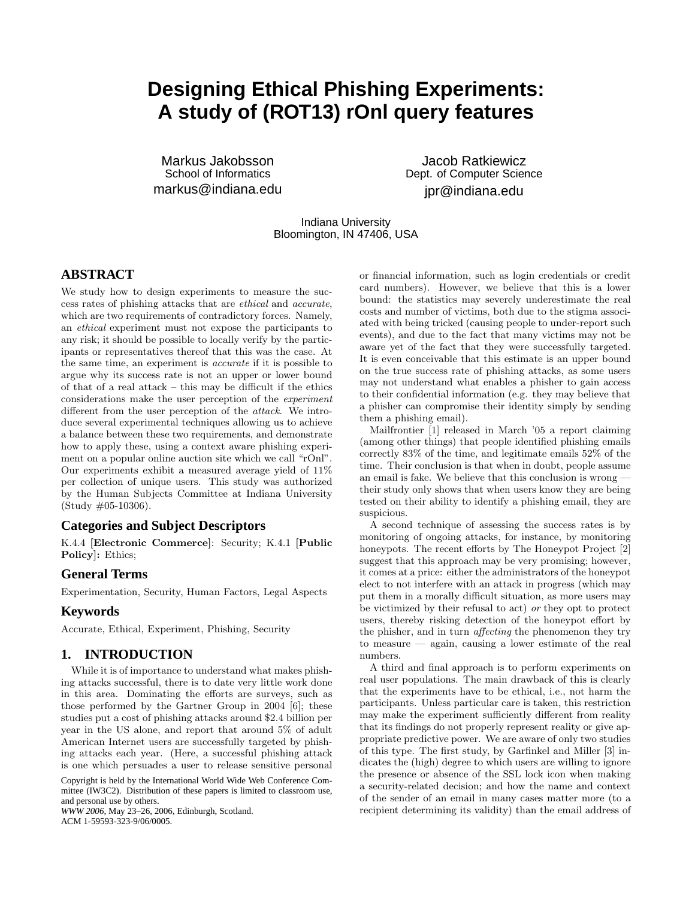# Designing Ethical Phishing Experiments: A study of (ROT13) rOnl query features

Markus Jakobsson
School of Informatics
markus@indiana.edu

Jacob Ratkiewicz
Dept. of Computer Science
jpr@indiana.edu

Indiana University
Bloomington, IN 47406, USA

## ABSTRACT

We study how to design experiments to measure the success rates of phishing attacks that are *ethical* and *accurate*, which are two requirements of contradictory forces. Namely, an *ethical* experiment must not expose the participants to any risk; it should be possible to locally verify by the participants or representatives thereof that this was the case. At the same time, an experiment is *accurate* if it is possible to argue why its success rate is not an upper or lower bound of that of a real attack – this may be difficult if the ethics considerations make the user perception of the *experiment* different from the user perception of the *attack*. We introduce several experimental techniques allowing us to achieve a balance between these two requirements, and demonstrate how to apply these, using a context aware phishing experiment on a popular online auction site which we call "rOnl". Our experiments exhibit a measured average yield of 11% per collection of unique users. This study was authorized by the Human Subjects Committee at Indiana University (Study #05-10306).

### Categories and Subject Descriptors

K.4.4 [**Electronic Commerce**]: Security; K.4.1 [**Public Policy**]: Ethics;

### General Terms

Experimentation, Security, Human Factors, Legal Aspects

### Keywords

Accurate, Ethical, Experiment, Phishing, Security

## 1. INTRODUCTION

While it is of importance to understand what makes phishing attacks successful, there is to date very little work done in this area. Dominating the efforts are surveys, such as those performed by the Gartner Group in 2004 [6]; these studies put a cost of phishing attacks around $2.4 billion per year in the US alone, and report that around 5% of adult American Internet users are successfully targeted by phishing attacks each year. (Here, a successful phishing attack is one which persuades a user to release sensitive personal or financial information, such as login credentials or credit card numbers). However, we believe that this is a lower bound: the statistics may severely underestimate the real costs and number of victims, both due to the stigma associated with being tricked (causing people to under-report such events), and due to the fact that many victims may not be aware yet of the fact that they were successfully targeted. It is even conceivable that this estimate is an upper bound on the true success rate of phishing attacks, as some users may not understand what enables a phisher to gain access to their confidential information (e.g. they may believe that a phisher can compromise their identity simply by sending them a phishing email).

Mailfrontier [1] released in March '05 a report claiming (among other things) that people identified phishing emails correctly 83% of the time, and legitimate emails 52% of the time. Their conclusion is that when in doubt, people assume an email is fake. We believe that this conclusion is wrong — their study only shows that when users know they are being tested on their ability to identify a phishing email, they are suspicious.

A second technique of assessing the success rates is by monitoring of ongoing attacks, for instance, by monitoring honeypots. The recent efforts by The Honeypot Project [2] suggest that this approach may be very promising; however, it comes at a price: either the administrators of the honeypot elect to not interfere with an attack in progress (which may put them in a morally difficult situation, as more users may be victimized by their refusal to act) *or* they opt to protect users, thereby risking detection of the honeypot effort by the phisher, and in turn *affecting* the phenomenon they try to measure — again, causing a lower estimate of the real numbers.

A third and final approach is to perform experiments on real user populations. The main drawback of this is clearly that the experiments have to be ethical, i.e., not harm the participants. Unless particular care is taken, this restriction may make the experiment sufficiently different from reality that its findings do not properly represent reality or give appropriate predictive power. We are aware of only two studies of this type. The first study, by Garfinkel and Miller [3] indicates the (high) degree to which users are willing to ignore the presence or absence of the SSL lock icon when making a security-related decision; and how the name and context of the sender of an email in many cases matter more (to a recipient determining its validity) than the email address of

Copyright is held by the International World Wide Web Conference Committee (IW3C2). Distribution of these papers is limited to classroom use, and personal use by others.
*WWW 2006*, May 23–26, 2006, Edinburgh, Scotland.
ACM 1-59593-323-9/06/0005.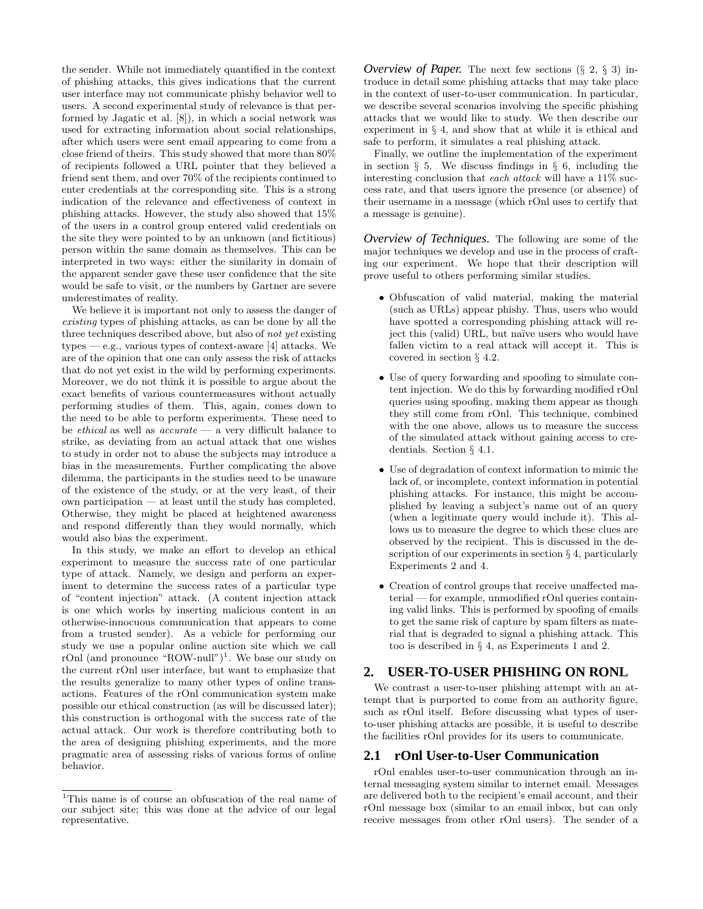the sender. While not immediately quantified in the context of phishing attacks, this gives indications that the current user interface may not communicate phishy behavior well to users. A second experimental study of relevance is that performed by Jagatic et al. [8]), in which a social network was used for extracting information about social relationships, after which users were sent email appearing to come from a close friend of theirs. This study showed that more than 80% of recipients followed a URL pointer that they believed a friend sent them, and over 70% of the recipients continued to enter credentials at the corresponding site. This is a strong indication of the relevance and effectiveness of context in phishing attacks. However, the study also showed that 15% of the users in a control group entered valid credentials on the site they were pointed to by an unknown (and fictitious) person within the same domain as themselves. This can be interpreted in two ways: either the similarity in domain of the apparent sender gave these user confidence that the site would be safe to visit, or the numbers by Gartner are severe underestimates of reality.

We believe it is important not only to assess the danger of *existing* types of phishing attacks, as can be done by all the three techniques described above, but also of *not yet* existing types — e.g., various types of context-aware [4] attacks. We are of the opinion that one can only assess the risk of attacks that do not yet exist in the wild by performing experiments. Moreover, we do not think it is possible to argue about the exact benefits of various countermeasures without actually performing studies of them. This, again, comes down to the need to be able to perform experiments. These need to be *ethical* as well as *accurate* — a very difficult balance to strike, as deviating from an actual attack that one wishes to study in order not to abuse the subjects may introduce a bias in the measurements. Further complicating the above dilemma, the participants in the studies need to be unaware of the existence of the study, or at the very least, of their own participation — at least until the study has completed. Otherwise, they might be placed at heightened awareness and respond differently than they would normally, which would also bias the experiment.

In this study, we make an effort to develop an ethical experiment to measure the success rate of one particular type of attack. Namely, we design and perform an experiment to determine the success rates of a particular type of "content injection" attack. (A content injection attack is one which works by inserting malicious content in an otherwise-innocuous communication that appears to come from a trusted sender). As a vehicle for performing our study we use a popular online auction site which we call rOnl (and pronounce "ROW-null")[1]. We base our study on the current rOnl user interface, but want to emphasize that the results generalize to many other types of online transactions. Features of the rOnl communication system make possible our ethical construction (as will be discussed later); this construction is orthogonal with the success rate of the actual attack. Our work is therefore contributing both to the area of designing phishing experiments, and the more pragmatic area of assessing risks of various forms of online behavior.

[1] This name is of course an obfuscation of the real name of our subject site; this was done at the advice of our legal representative.

***Overview of Paper.*** The next few sections (§ 2, § 3) introduce in detail some phishing attacks that may take place in the context of user-to-user communication. In particular, we describe several scenarios involving the specific phishing attacks that we would like to study. We then describe our experiment in § 4, and show that at while it is ethical and safe to perform, it simulates a real phishing attack.

Finally, we outline the implementation of the experiment in section § 5. We discuss findings in § 6, including the interesting conclusion that *each attack* will have a 11% success rate, and that users ignore the presence (or absence) of their username in a message (which rOnl uses to certify that a message is genuine).

***Overview of Techniques.*** The following are some of the major techniques we develop and use in the process of crafting our experiment. We hope that their description will prove useful to others performing similar studies.

- Obfuscation of valid material, making the material (such as URLs) appear phishy. Thus, users who would have spotted a corresponding phishing attack will reject this (valid) URL, but naïve users who would have fallen victim to a real attack will accept it. This is covered in section § 4.2.
- Use of query forwarding and spoofing to simulate content injection. We do this by forwarding modified rOnl queries using spoofing, making them appear as though they still come from rOnl. This technique, combined with the one above, allows us to measure the success of the simulated attack without gaining access to credentials. Section § 4.1.
- Use of degradation of context information to mimic the lack of, or incomplete, context information in potential phishing attacks. For instance, this might be accomplished by leaving a subject's name out of an query (when a legitimate query would include it). This allows us to measure the degree to which these clues are observed by the recipient. This is discussed in the description of our experiments in section § 4, particularly Experiments 2 and 4.
- Creation of control groups that receive unaffected material — for example, unmodified rOnl queries containing valid links. This is performed by spoofing of emails to get the same risk of capture by spam filters as material that is degraded to signal a phishing attack. This too is described in § 4, as Experiments 1 and 2.

## 2. USER-TO-USER PHISHING ON RONL

We contrast a user-to-user phishing attempt with an attempt that is purported to come from an authority figure, such as rOnl itself. Before discussing what types of user-to-user phishing attacks are possible, it is useful to describe the facilities rOnl provides for its users to communicate.

### 2.1 rOnl User-to-User Communication

rOnl enables user-to-user communication through an internal messaging system similar to internet email. Messages are delivered both to the recipient's email account, and their rOnl message box (similar to an email inbox, but can only receive messages from other rOnl users). The sender of a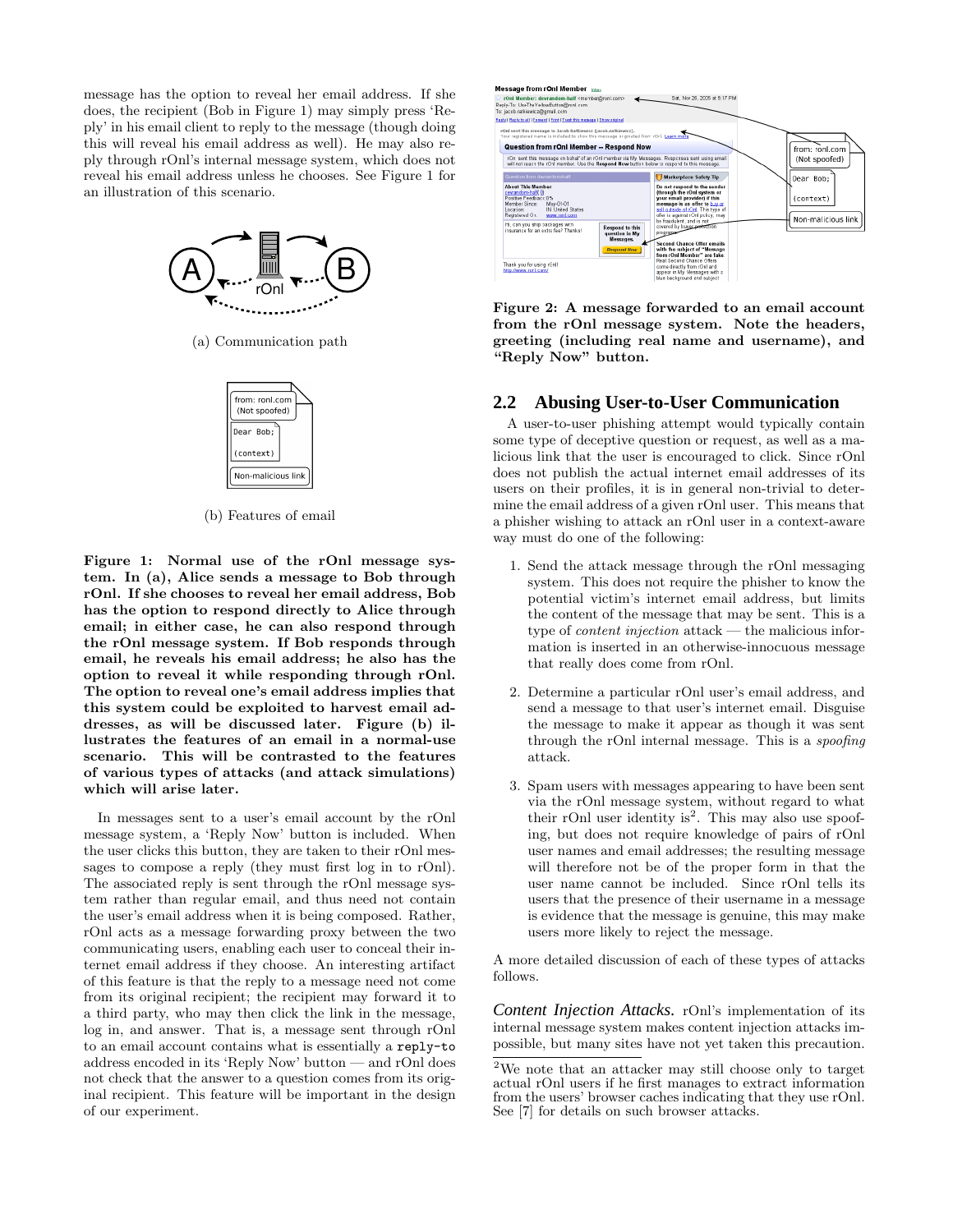message has the option to reveal her email address. If she does, the recipient (Bob in Figure 1) may simply press 'Reply' in his email client to reply to the message (though doing this will reveal his email address as well). He may also reply through rOnl's internal message system, which does not reveal his email address unless he chooses. See Figure 1 for an illustration of this scenario.

A
rOnl
B

(a) Communication path

from: ronl.com
(Not spoofed)
Dear Bob;
(context)
Non-malicious link

(b) Features of email

**Figure 1: Normal use of the rOnl message system. In (a), Alice sends a message to Bob through rOnl. If she chooses to reveal her email address, Bob has the option to respond directly to Alice through email; in either case, he can also respond through the rOnl message system. If Bob responds through email, he reveals his email address; he also has the option to reveal it while responding through rOnl. The option to reveal one's email address implies that this system could be exploited to harvest email addresses, as will be discussed later. Figure (b) illustrates the features of an email in a normal-use scenario. This will be contrasted to the features of various types of attacks (and attack simulations) which will arise later.**

In messages sent to a user's email account by the rOnl message system, a 'Reply Now' button is included. When the user clicks this button, they are taken to their rOnl messages to compose a reply (they must first log in to rOnl). The associated reply is sent through the rOnl message system rather than regular email, and thus need not contain the user's email address when it is being composed. Rather, rOnl acts as a message forwarding proxy between the two communicating users, enabling each user to conceal their internet email address if they choose. An interesting artifact of this feature is that the reply to a message need not come from its original recipient; the recipient may forward it to a third party, who may then click the link in the message, log in, and answer. That is, a message sent through rOnl to an email account contains what is essentially a `reply-to` address encoded in its 'Reply Now' button — and rOnl does not check that the answer to a question comes from its original recipient. This feature will be important in the design of our experiment.

from: ronl.com
(Not spoofed)
Dear Bob;
(context)
Non-malicious link

**Figure 2: A message forwarded to an email account from the rOnl message system. Note the headers, greeting (including real name and username), and "Reply Now" button.**

## 2.2 Abusing User-to-User Communication

A user-to-user phishing attempt would typically contain some type of deceptive question or request, as well as a malicious link that the user is encouraged to click. Since rOnl does not publish the actual internet email addresses of its users on their profiles, it is in general non-trivial to determine the email address of a given rOnl user. This means that a phisher wishing to attack an rOnl user in a context-aware way must do one of the following:

1. Send the attack message through the rOnl messaging system. This does not require the phisher to know the potential victim's internet email address, but limits the content of the message that may be sent. This is a type of *content injection* attack — the malicious information is inserted in an otherwise-innocuous message that really does come from rOnl.

2. Determine a particular rOnl user's email address, and send a message to that user's internet email. Disguise the message to make it appear as though it was sent through the rOnl internal message. This is a *spoofing* attack.

3. Spam users with messages appearing to have been sent via the rOnl message system, without regard to what their rOnl user identity is[2]. This may also use spoofing, but does not require knowledge of pairs of rOnl user names and email addresses; the resulting message will therefore not be of the proper form in that the user name cannot be included. Since rOnl tells its users that the presence of their username in a message is evidence that the message is genuine, this may make users more likely to reject the message.

A more detailed discussion of each of these types of attacks follows.

*Content Injection Attacks.* rOnl's implementation of its internal message system makes content injection attacks impossible, but many sites have not yet taken this precaution.

[2]We note that an attacker may still choose only to target actual rOnl users if he first manages to extract information from the users' browser caches indicating that they use rOnl. See [7] for details on such browser attacks.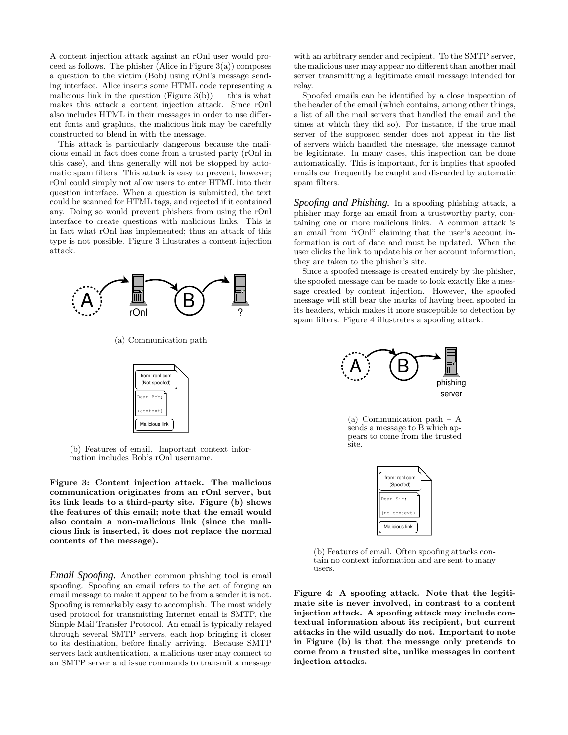A content injection attack against an rOnl user would proceed as follows. The phisher (Alice in Figure 3(a)) composes a question to the victim (Bob) using rOnl's message sending interface. Alice inserts some HTML code representing a malicious link in the question (Figure 3(b)) — this is what makes this attack a content injection attack. Since rOnl also includes HTML in their messages in order to use different fonts and graphics, the malicious link may be carefully constructed to blend in with the message.

This attack is particularly dangerous because the malicious email in fact does come from a trusted party (rOnl in this case), and thus generally will not be stopped by automatic spam filters. This attack is easy to prevent, however; rOnl could simply not allow users to enter HTML into their question interface. When a question is submitted, the text could be scanned for HTML tags, and rejected if it contained any. Doing so would prevent phishers from using the rOnl interface to create questions with malicious links. This is in fact what rOnl has implemented; thus an attack of this type is not possible. Figure 3 illustrates a content injection attack.

A

rOnl

B

?

(a) Communication path

from: ronl.com
(Not spoofed)

Dear Bob;

(context)

Malicious link

(b) Features of email. Important context information includes Bob's rOnl username.

**Figure 3: Content injection attack. The malicious communication originates from an rOnl server, but its link leads to a third-party site. Figure (b) shows the features of this email; note that the email would also contain a non-malicious link (since the malicious link is inserted, it does not replace the normal contents of the message).**

***Email Spoofing.*** Another common phishing tool is email spoofing. Spoofing an email refers to the act of forging an email message to make it appear to be from a sender it is not. Spoofing is remarkably easy to accomplish. The most widely used protocol for transmitting Internet email is SMTP, the Simple Mail Transfer Protocol. An email is typically relayed through several SMTP servers, each hop bringing it closer to its destination, before finally arriving. Because SMTP servers lack authentication, a malicious user may connect to an SMTP server and issue commands to transmit a message with an arbitrary sender and recipient. To the SMTP server, the malicious user may appear no different than another mail server transmitting a legitimate email message intended for relay.

Spoofed emails can be identified by a close inspection of the header of the email (which contains, among other things, a list of all the mail servers that handled the email and the times at which they did so). For instance, if the true mail server of the supposed sender does not appear in the list of servers which handled the message, the message cannot be legitimate. In many cases, this inspection can be done automatically. This is important, for it implies that spoofed emails can frequently be caught and discarded by automatic spam filters.

***Spoofing and Phishing.*** In a spoofing phishing attack, a phisher may forge an email from a trustworthy party, containing one or more malicious links. A common attack is an email from "rOnl" claiming that the user's account information is out of date and must be updated. When the user clicks the link to update his or her account information, they are taken to the phisher's site.

Since a spoofed message is created entirely by the phisher, the spoofed message can be made to look exactly like a message created by content injection. However, the spoofed message will still bear the marks of having been spoofed in its headers, which makes it more susceptible to detection by spam filters. Figure 4 illustrates a spoofing attack.

A

B

phishing
server

(a) Communication path – A sends a message to B which appears to come from the trusted site.

from: ronl.com
(Spoofed)

Dear Sir;

(no context)

Malicious link

(b) Features of email. Often spoofing attacks contain no context information and are sent to many users.

**Figure 4: A spoofing attack. Note that the legitimate site is never involved, in contrast to a content injection attack. A spoofing attack may include contextual information about its recipient, but current attacks in the wild usually do not. Important to note in Figure (b) is that the message only pretends to come from a trusted site, unlike messages in content injection attacks.**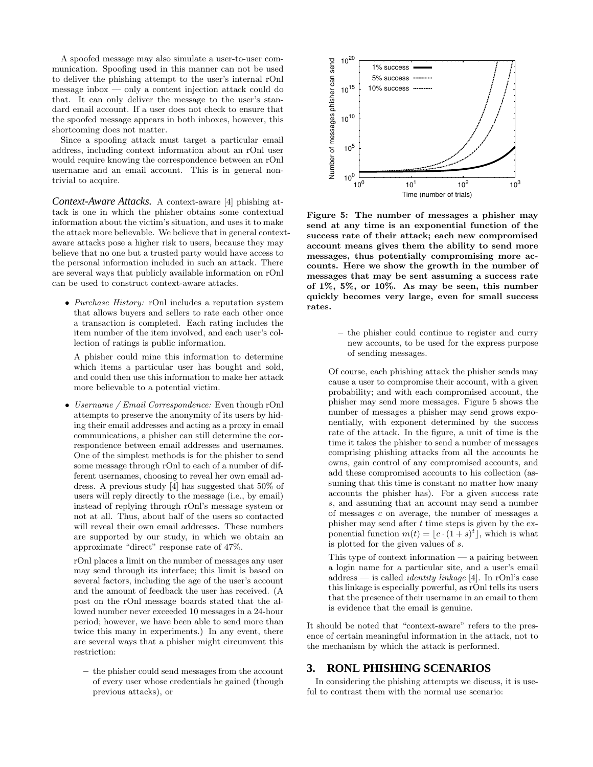A spoofed message may also simulate a user-to-user communication. Spoofing used in this manner can not be used to deliver the phishing attempt to the user's internal rOnl message inbox — only a content injection attack could do that. It can only deliver the message to the user's standard email account. If a user does not check to ensure that the spoofed message appears in both inboxes, however, this shortcoming does not matter.

Since a spoofing attack must target a particular email address, including context information about an rOnl user would require knowing the correspondence between an rOnl username and an email account. This is in general nontrivial to acquire.

***Context-Aware Attacks.*** A context-aware [4] phishing attack is one in which the phisher obtains some contextual information about the victim's situation, and uses it to make the attack more believable. We believe that in general context-aware attacks pose a higher risk to users, because they may believe that no one but a trusted party would have access to the personal information included in such an attack. There are several ways that publicly available information on rOnl can be used to construct context-aware attacks.

- *Purchase History:* rOnl includes a reputation system that allows buyers and sellers to rate each other once a transaction is completed. Each rating includes the item number of the item involved, and each user's collection of ratings is public information.

  A phisher could mine this information to determine which items a particular user has bought and sold, and could then use this information to make her attack more believable to a potential victim.

- *Username / Email Correspondence:* Even though rOnl attempts to preserve the anonymity of its users by hiding their email addresses and acting as a proxy in email communications, a phisher can still determine the correspondence between email addresses and usernames. One of the simplest methods is for the phisher to send some message through rOnl to each of a number of different usernames, choosing to reveal her own email address. A previous study [4] has suggested that 50% of users will reply directly to the message (i.e., by email) instead of replying through rOnl's message system or not at all. Thus, about half of the users so contacted will reveal their own email addresses. These numbers are supported by our study, in which we obtain an approximate "direct" response rate of 47%.

  rOnl places a limit on the number of messages any user may send through its interface; this limit is based on several factors, including the age of the user's account and the amount of feedback the user has received. (A post on the rOnl message boards stated that the allowed number never exceeded 10 messages in a 24-hour period; however, we have been able to send more than twice this many in experiments.) In any event, there are several ways that a phisher might circumvent this restriction:

  - the phisher could send messages from the account of every user whose credentials he gained (though previous attacks), or
  - the phisher could continue to register and curry new accounts, to be used for the express purpose of sending messages.

  Of course, each phishing attack the phisher sends may cause a user to compromise their account, with a given probability; and with each compromised account, the phisher may send more messages. Figure 5 shows the number of messages a phisher may send grows exponentially, with exponent determined by the success rate of the attack. In the figure, a unit of time is the time it takes the phisher to send a number of messages comprising phishing attacks from all the accounts he owns, gain control of any compromised accounts, and add these compromised accounts to his collection (assuming that this time is constant no matter how many accounts the phisher has). For a given success rate $s$, and assuming that an account may send a number of messages $c$ on average, the number of messages a phisher may send after $t$ time steps is given by the exponential function $m(t) = \lfloor c \cdot (1+s)^t \rfloor$, which is what is plotted for the given values of $s$.

  This type of context information — a pairing between a login name for a particular site, and a user's email address — is called *identity linkage* [4]. In rOnl's case this linkage is especially powerful, as rOnl tells its users that the presence of their username in an email to them is evidence that the email is genuine.

**Figure 5: The number of messages a phisher may send at any time is an exponential function of the success rate of their attack; each new compromised account means gives them the ability to send more messages, thus potentially compromising more accounts. Here we show the growth in the number of messages that may be sent assuming a success rate of 1%, 5%, or 10%. As may be seen, this number quickly becomes very large, even for small success rates.**

It should be noted that "context-aware" refers to the presence of certain meaningful information in the attack, not to the mechanism by which the attack is performed.

## 3. RONL PHISHING SCENARIOS

In considering the phishing attempts we discuss, it is useful to contrast them with the normal use scenario: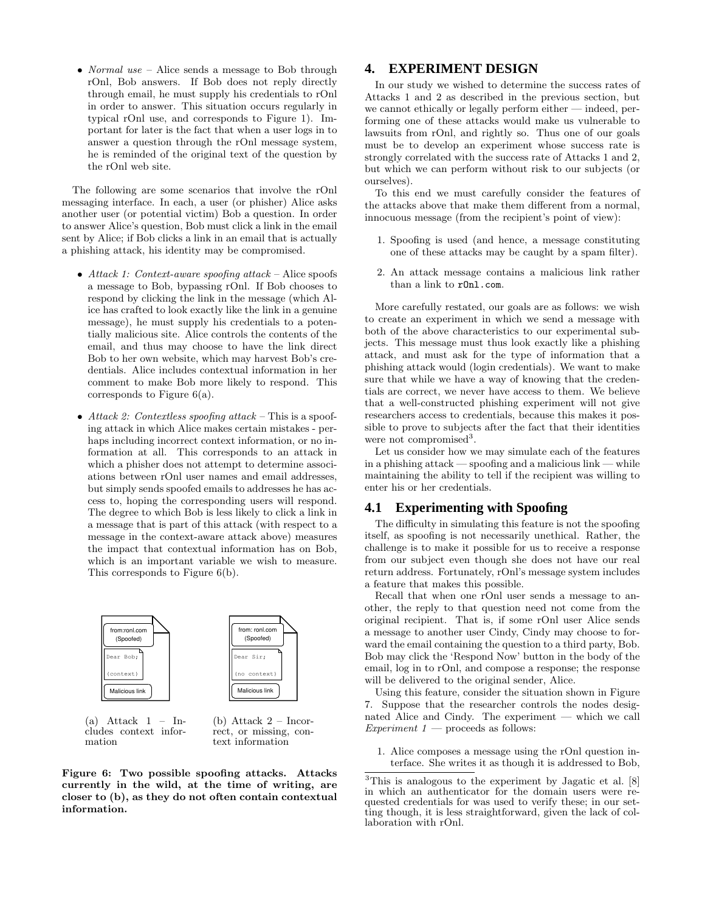- *Normal use* – Alice sends a message to Bob through rOnl, Bob answers. If Bob does not reply directly through email, he must supply his credentials to rOnl in order to answer. This situation occurs regularly in typical rOnl use, and corresponds to Figure 1). Important for later is the fact that when a user logs in to answer a question through the rOnl message system, he is reminded of the original text of the question by the rOnl web site.

The following are some scenarios that involve the rOnl messaging interface. In each, a user (or phisher) Alice asks another user (or potential victim) Bob a question. In order to answer Alice's question, Bob must click a link in the email sent by Alice; if Bob clicks a link in an email that is actually a phishing attack, his identity may be compromised.

- *Attack 1: Context-aware spoofing attack* – Alice spoofs a message to Bob, bypassing rOnl. If Bob chooses to respond by clicking the link in the message (which Alice has crafted to look exactly like the link in a genuine message), he must supply his credentials to a potentially malicious site. Alice controls the contents of the email, and thus may choose to have the link direct Bob to her own website, which may harvest Bob's credentials. Alice includes contextual information in her comment to make Bob more likely to respond. This corresponds to Figure 6(a).

- *Attack 2: Contextless spoofing attack* – This is a spoofing attack in which Alice makes certain mistakes - perhaps including incorrect context information, or no information at all. This corresponds to an attack in which a phisher does not attempt to determine associations between rOnl user names and email addresses, but simply sends spoofed emails to addresses he has access to, hoping the corresponding users will respond. The degree to which Bob is less likely to click a link in a message that is part of this attack (with respect to a message in the context-aware attack above) measures the impact that contextual information has on Bob, which is an important variable we wish to measure. This corresponds to Figure 6(b).

from:ronl.com (Spoofed)
Dear Bob;
(context)
Malicious link

(a) Attack 1 – Includes context information

from: ronl.com (Spoofed)
Dear Sir;
(no context)
Malicious link

(b) Attack 2 – Incorrect, or missing, context information

**Figure 6: Two possible spoofing attacks. Attacks currently in the wild, at the time of writing, are closer to (b), as they do not often contain contextual information.**

## 4. EXPERIMENT DESIGN

In our study we wished to determine the success rates of Attacks 1 and 2 as described in the previous section, but we cannot ethically or legally perform either — indeed, performing one of these attacks would make us vulnerable to lawsuits from rOnl, and rightly so. Thus one of our goals must be to develop an experiment whose success rate is strongly correlated with the success rate of Attacks 1 and 2, but which we can perform without risk to our subjects (or ourselves).

To this end we must carefully consider the features of the attacks above that make them different from a normal, innocuous message (from the recipient's point of view):

1. Spoofing is used (and hence, a message constituting one of these attacks may be caught by a spam filter).
2. An attack message contains a malicious link rather than a link to `r0nl.com`.

More carefully restated, our goals are as follows: we wish to create an experiment in which we send a message with both of the above characteristics to our experimental subjects. This message must thus look exactly like a phishing attack, and must ask for the type of information that a phishing attack would (login credentials). We want to make sure that while we have a way of knowing that the credentials are correct, we never have access to them. We believe that a well-constructed phishing experiment will not give researchers access to credentials, because this makes it possible to prove to subjects after the fact that their identities were not compromised[3].

Let us consider how we may simulate each of the features in a phishing attack — spoofing and a malicious link — while maintaining the ability to tell if the recipient was willing to enter his or her credentials.

### 4.1 Experimenting with Spoofing

The difficulty in simulating this feature is not the spoofing itself, as spoofing is not necessarily unethical. Rather, the challenge is to make it possible for us to receive a response from our subject even though she does not have our real return address. Fortunately, rOnl's message system includes a feature that makes this possible.

Recall that when one rOnl user sends a message to another, the reply to that question need not come from the original recipient. That is, if some rOnl user Alice sends a message to another user Cindy, Cindy may choose to forward the email containing the question to a third party, Bob. Bob may click the 'Respond Now' button in the body of the email, log in to rOnl, and compose a response; the response will be delivered to the original sender, Alice.

Using this feature, consider the situation shown in Figure 7. Suppose that the researcher controls the nodes designated Alice and Cindy. The experiment — which we call *Experiment 1* — proceeds as follows:

1. Alice composes a message using the rOnl question interface. She writes it as though it is addressed to Bob,

[3]This is analogous to the experiment by Jagatic et al. [8] in which an authenticator for the domain users were requested credentials for was used to verify these; in our setting though, it is less straightforward, given the lack of collaboration with rOnl.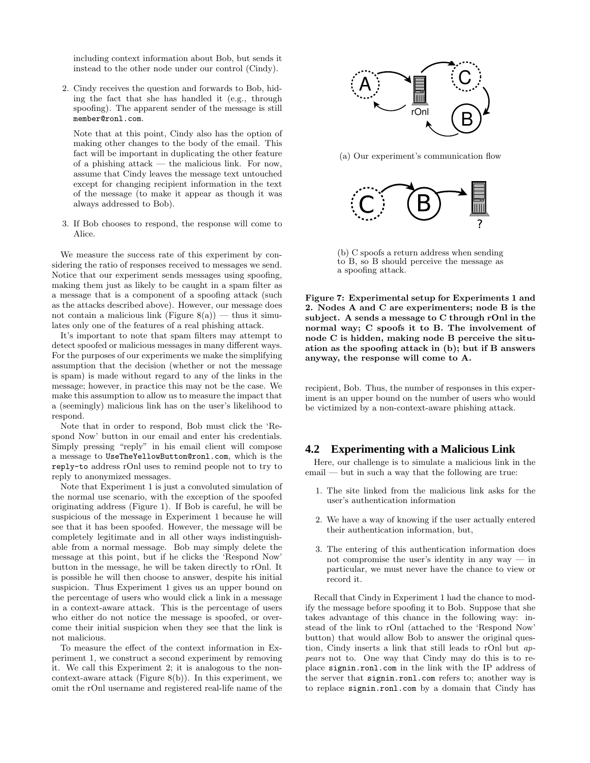including context information about Bob, but sends it instead to the other node under our control (Cindy).

2. Cindy receives the question and forwards to Bob, hiding the fact that she has handled it (e.g., through spoofing). The apparent sender of the message is still `member@ronl.com`.

   Note that at this point, Cindy also has the option of making other changes to the body of the email. This fact will be important in duplicating the other feature of a phishing attack — the malicious link. For now, assume that Cindy leaves the message text untouched except for changing recipient information in the text of the message (to make it appear as though it was always addressed to Bob).

3. If Bob chooses to respond, the response will come to Alice.

We measure the success rate of this experiment by considering the ratio of responses received to messages we send. Notice that our experiment sends messages using spoofing, making them just as likely to be caught in a spam filter as a message that is a component of a spoofing attack (such as the attacks described above). However, our message does not contain a malicious link (Figure 8(a)) — thus it simulates only one of the features of a real phishing attack.

It's important to note that spam filters may attempt to detect spoofed or malicious messages in many different ways. For the purposes of our experiments we make the simplifying assumption that the decision (whether or not the message is spam) is made without regard to any of the links in the message; however, in practice this may not be the case. We make this assumption to allow us to measure the impact that a (seemingly) malicious link has on the user's likelihood to respond.

Note that in order to respond, Bob must click the 'Respond Now' button in our email and enter his credentials. Simply pressing "reply" in his email client will compose a message to `UseTheYellowButton@ronl.com`, which is the `reply-to` address rOnl uses to remind people not to try to reply to anonymized messages.

Note that Experiment 1 is just a convoluted simulation of the normal use scenario, with the exception of the spoofed originating address (Figure 1). If Bob is careful, he will be suspicious of the message in Experiment 1 because he will see that it has been spoofed. However, the message will be completely legitimate and in all other ways indistinguishable from a normal message. Bob may simply delete the message at this point, but if he clicks the 'Respond Now' button in the message, he will be taken directly to rOnl. It is possible he will then choose to answer, despite his initial suspicion. Thus Experiment 1 gives us an upper bound on the percentage of users who would click a link in a message in a context-aware attack. This is the percentage of users who either do not notice the message is spoofed, or overcome their initial suspicion when they see that the link is not malicious.

To measure the effect of the context information in Experiment 1, we construct a second experiment by removing it. We call this Experiment 2; it is analogous to the non-context-aware attack (Figure 8(b)). In this experiment, we omit the rOnl username and registered real-life name of the recipient, Bob. Thus, the number of responses in this experiment is an upper bound on the number of users who would be victimized by a non-context-aware phishing attack.

A
C
B
rOnl

(a) Our experiment's communication flow

C
B
?

(b) C spoofs a return address when sending to B, so B should perceive the message as a spoofing attack.

**Figure 7: Experimental setup for Experiments 1 and 2. Nodes A and C are experimenters; node B is the subject. A sends a message to C through rOnl in the normal way; C spoofs it to B. The involvement of node C is hidden, making node B perceive the situation as the spoofing attack in (b); but if B answers anyway, the response will come to A.**

## 4.2 Experimenting with a Malicious Link

Here, our challenge is to simulate a malicious link in the email — but in such a way that the following are true:

1. The site linked from the malicious link asks for the user's authentication information

2. We have a way of knowing if the user actually entered their authentication information, but,

3. The entering of this authentication information does not compromise the user's identity in any way — in particular, we must never have the chance to view or record it.

Recall that Cindy in Experiment 1 had the chance to modify the message before spoofing it to Bob. Suppose that she takes advantage of this chance in the following way: instead of the link to rOnl (attached to the 'Respond Now' button) that would allow Bob to answer the original question, Cindy inserts a link that still leads to rOnl but *appears* not to. One way that Cindy may do this is to replace `signin.ronl.com` in the link with the IP address of the server that `signin.ronl.com` refers to; another way is to replace `signin.ronl.com` by a domain that Cindy has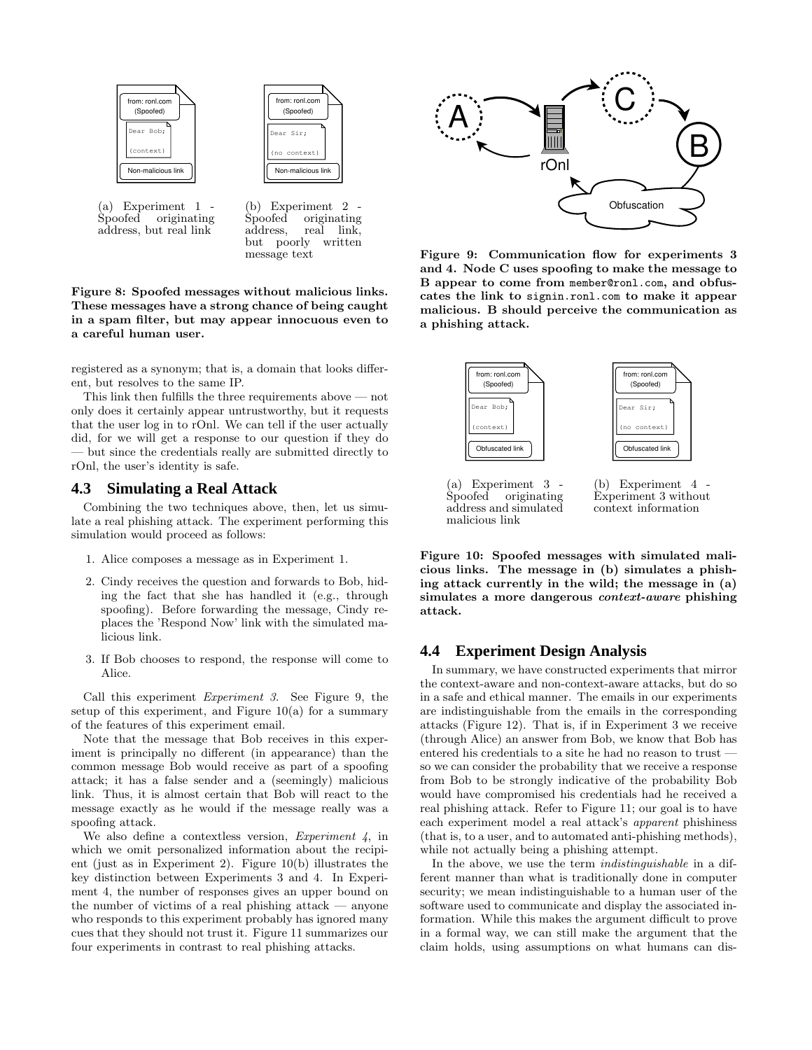(a) Experiment 1 - Spoofed originating address, but real link

(b) Experiment 2 - Spoofed originating address, real link, but poorly written message text

**Figure 8: Spoofed messages without malicious links. These messages have a strong chance of being caught in a spam filter, but may appear innocuous even to a careful human user.**

registered as a synonym; that is, a domain that looks different, but resolves to the same IP.

This link then fulfills the three requirements above — not only does it certainly appear untrustworthy, but it requests that the user log in to rOnl. We can tell if the user actually did, for we will get a response to our question if they do — but since the credentials really are submitted directly to rOnl, the user's identity is safe.

### 4.3 Simulating a Real Attack

Combining the two techniques above, then, let us simulate a real phishing attack. The experiment performing this simulation would proceed as follows:

1. Alice composes a message as in Experiment 1.
2. Cindy receives the question and forwards to Bob, hiding the fact that she has handled it (e.g., through spoofing). Before forwarding the message, Cindy replaces the 'Respond Now' link with the simulated malicious link.
3. If Bob chooses to respond, the response will come to Alice.

Call this experiment *Experiment 3*. See Figure 9, the setup of this experiment, and Figure 10(a) for a summary of the features of this experiment email.

Note that the message that Bob receives in this experiment is principally no different (in appearance) than the common message Bob would receive as part of a spoofing attack; it has a false sender and a (seemingly) malicious link. Thus, it is almost certain that Bob will react to the message exactly as he would if the message really was a spoofing attack.

We also define a contextless version, *Experiment 4*, in which we omit personalized information about the recipient (just as in Experiment 2). Figure 10(b) illustrates the key distinction between Experiments 3 and 4. In Experiment 4, the number of responses gives an upper bound on the number of victims of a real phishing attack — anyone who responds to this experiment probably has ignored many cues that they should not trust it. Figure 11 summarizes our four experiments in contrast to real phishing attacks.

**Figure 9: Communication flow for experiments 3 and 4. Node C uses spoofing to make the message to B appear to come from member@ronl.com, and obfuscates the link to signin.ronl.com to make it appear malicious. B should perceive the communication as a phishing attack.**

(a) Experiment 3 - Spoofed originating address and simulated malicious link

(b) Experiment 4 - Experiment 3 without context information

**Figure 10: Spoofed messages with simulated malicious links. The message in (b) simulates a phishing attack currently in the wild; the message in (a) simulates a more dangerous *context-aware* phishing attack.**

### 4.4 Experiment Design Analysis

In summary, we have constructed experiments that mirror the context-aware and non-context-aware attacks, but do so in a safe and ethical manner. The emails in our experiments are indistinguishable from the emails in the corresponding attacks (Figure 12). That is, if in Experiment 3 we receive (through Alice) an answer from Bob, we know that Bob has entered his credentials to a site he had no reason to trust — so we can consider the probability that we receive a response from Bob to be strongly indicative of the probability Bob would have compromised his credentials had he received a real phishing attack. Refer to Figure 11; our goal is to have each experiment model a real attack's *apparent* phishiness (that is, to a user, and to automated anti-phishing methods), while not actually being a phishing attempt.

In the above, we use the term *indistinguishable* in a different manner than what is traditionally done in computer security; we mean indistinguishable to a human user of the software used to communicate and display the associated information. While this makes the argument difficult to prove in a formal way, we can still make the argument that the claim holds, using assumptions on what humans can dis-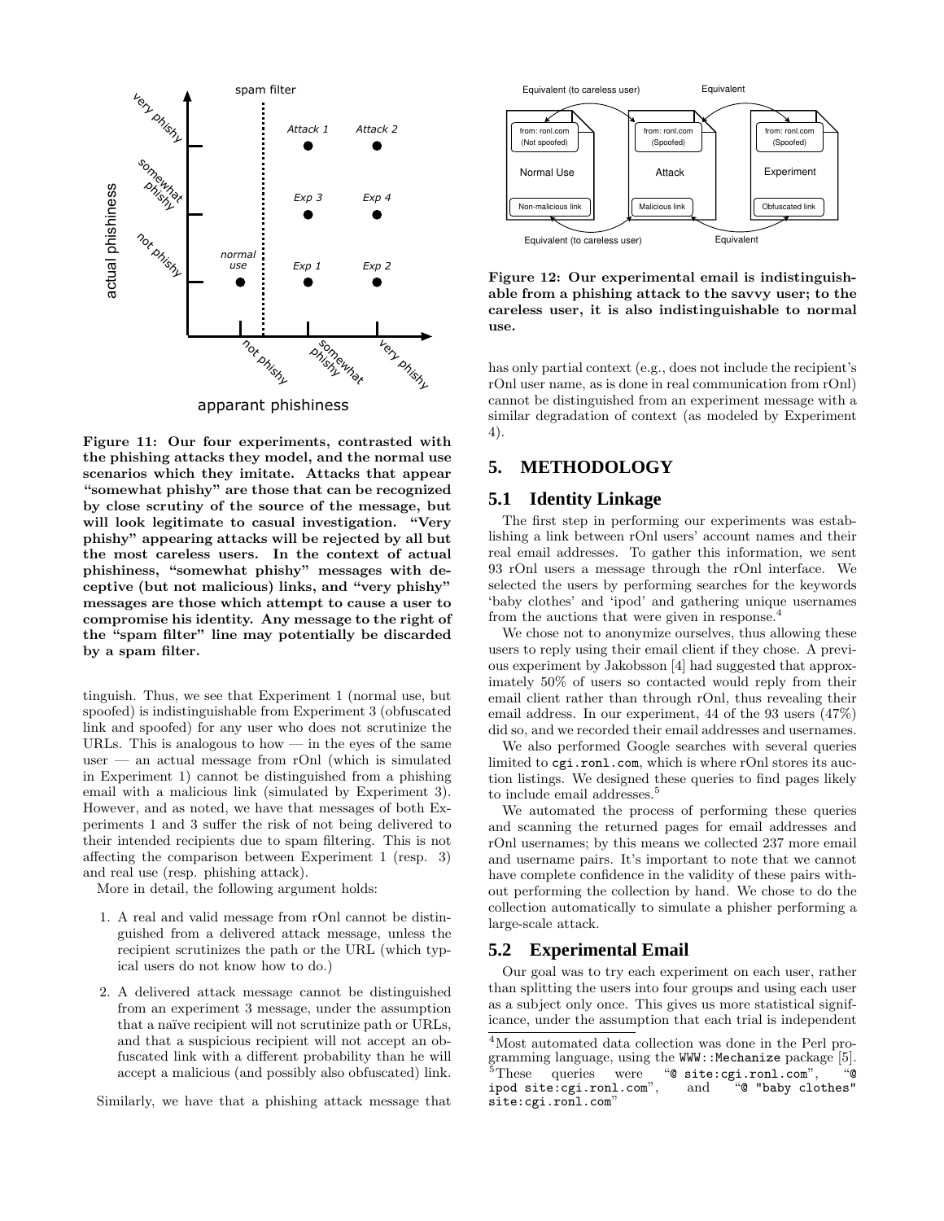**Figure 11: Our four experiments, contrasted with the phishing attacks they model, and the normal use scenarios which they imitate. Attacks that appear "somewhat phishy" are those that can be recognized by close scrutiny of the source of the message, but will look legitimate to casual investigation. "Very phishy" appearing attacks will be rejected by all but the most careless users. In the context of actual phishiness, "somewhat phishy" messages with deceptive (but not malicious) links, and "very phishy" messages are those which attempt to cause a user to compromise his identity. Any message to the right of the "spam filter" line may potentially be discarded by a spam filter.**

tinguish. Thus, we see that Experiment 1 (normal use, but spoofed) is indistinguishable from Experiment 3 (obfuscated link and spoofed) for any user who does not scrutinize the URLs. This is analogous to how — in the eyes of the same user — an actual message from rOnl (which is simulated in Experiment 1) cannot be distinguished from a phishing email with a malicious link (simulated by Experiment 3). However, and as noted, we have that messages of both Experiments 1 and 3 suffer the risk of not being delivered to their intended recipients due to spam filtering. This is not affecting the comparison between Experiment 1 (resp. 3) and real use (resp. phishing attack).

More in detail, the following argument holds:

1. A real and valid message from rOnl cannot be distinguished from a delivered attack message, unless the recipient scrutinizes the path or the URL (which typical users do not know how to do.)
2. A delivered attack message cannot be distinguished from an experiment 3 message, under the assumption that a naïve recipient will not scrutinize path or URLs, and that a suspicious recipient will not accept an obfuscated link with a different probability than he will accept a malicious (and possibly also obfuscated) link.

Similarly, we have that a phishing attack message that

**Figure 12: Our experimental email is indistinguishable from a phishing attack to the savvy user; to the careless user, it is also indistinguishable to normal use.**

has only partial context (e.g., does not include the recipient's rOnl user name, as is done in real communication from rOnl) cannot be distinguished from an experiment message with a similar degradation of context (as modeled by Experiment 4).

## 5. METHODOLOGY

### 5.1 Identity Linkage

The first step in performing our experiments was establishing a link between rOnl users' account names and their real email addresses. To gather this information, we sent 93 rOnl users a message through the rOnl interface. We selected the users by performing searches for the keywords 'baby clothes' and 'ipod' and gathering unique usernames from the auctions that were given in response.[4]

We chose not to anonymize ourselves, thus allowing these users to reply using their email client if they chose. A previous experiment by Jakobsson [4] had suggested that approximately 50% of users so contacted would reply from their email client rather than through rOnl, thus revealing their email address. In our experiment, 44 of the 93 users (47%) did so, and we recorded their email addresses and usernames.

We also performed Google searches with several queries limited to `cgi.ronl.com`, which is where rOnl stores its auction listings. We designed these queries to find pages likely to include email addresses.[5]

We automated the process of performing these queries and scanning the returned pages for email addresses and rOnl usernames; by this means we collected 237 more email and username pairs. It's important to note that we cannot have complete confidence in the validity of these pairs without performing the collection by hand. We chose to do the collection automatically to simulate a phisher performing a large-scale attack.

### 5.2 Experimental Email

Our goal was to try each experiment on each user, rather than splitting the users into four groups and using each user as a subject only once. This gives us more statistical significance, under the assumption that each trial is independent

[4] Most automated data collection was done in the Perl programming language, using the `WWW::Mechanize` package [5].

[5] These queries were "`@ site:cgi.ronl.com`", "`@ ipod site:cgi.ronl.com`", and "`@ "baby clothes" site:cgi.ronl.com`"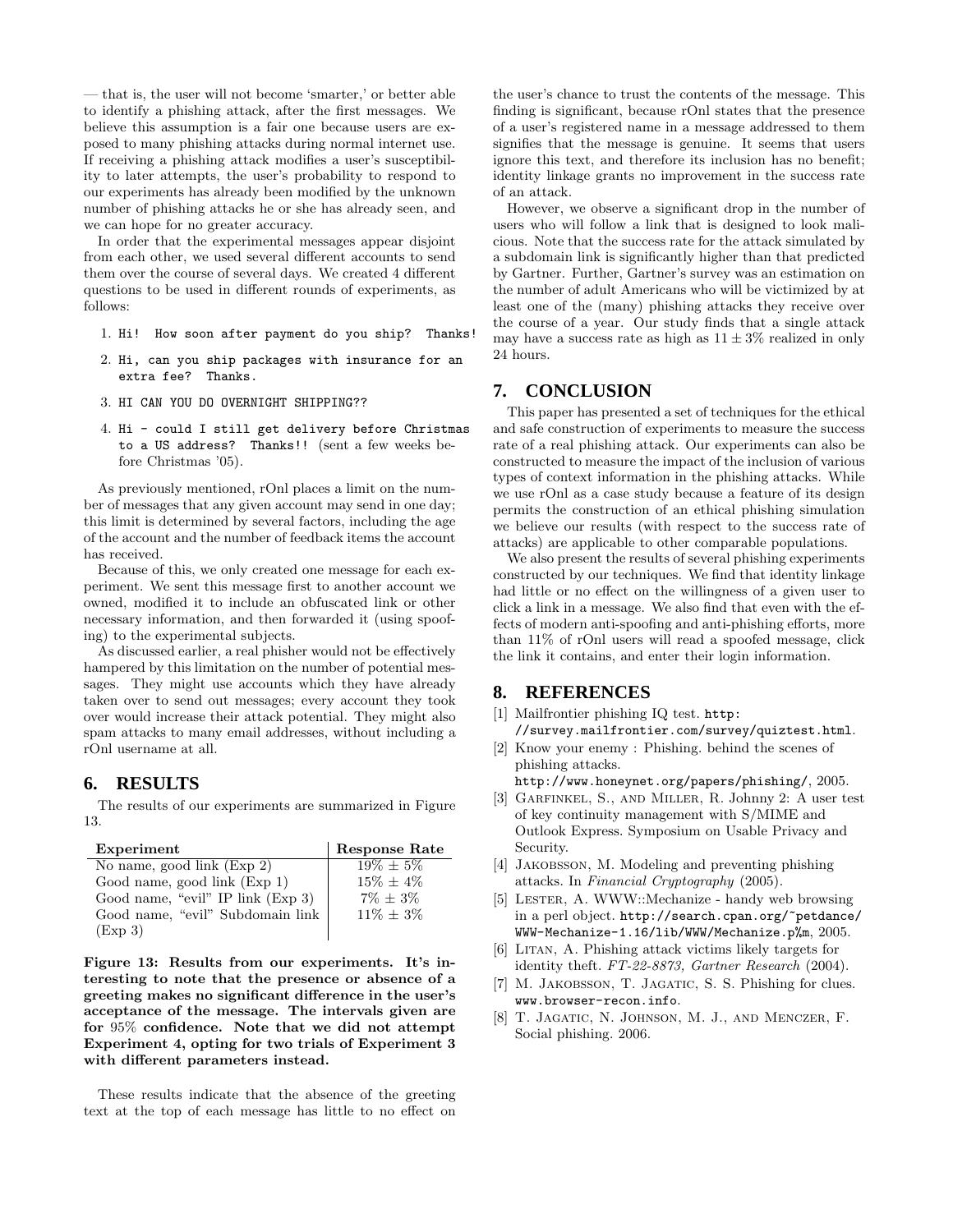— that is, the user will not become 'smarter,' or better able to identify a phishing attack, after the first messages. We believe this assumption is a fair one because users are exposed to many phishing attacks during normal internet use. If receiving a phishing attack modifies a user's susceptibility to later attempts, the user's probability to respond to our experiments has already been modified by the unknown number of phishing attacks he or she has already seen, and we can hope for no greater accuracy.

In order that the experimental messages appear disjoint from each other, we used several different accounts to send them over the course of several days. We created 4 different questions to be used in different rounds of experiments, as follows:

1. `Hi! How soon after payment do you ship? Thanks!`
2. `Hi, can you ship packages with insurance for an extra fee? Thanks.`
3. `HI CAN YOU DO OVERNIGHT SHIPPING??`
4. `Hi - could I still get delivery before Christmas to a US address? Thanks!!` (sent a few weeks before Christmas '05).

As previously mentioned, rOnl places a limit on the number of messages that any given account may send in one day; this limit is determined by several factors, including the age of the account and the number of feedback items the account has received.

Because of this, we only created one message for each experiment. We sent this message first to another account we owned, modified it to include an obfuscated link or other necessary information, and then forwarded it (using spoofing) to the experimental subjects.

As discussed earlier, a real phisher would not be effectively hampered by this limitation on the number of potential messages. They might use accounts which they have already taken over to send out messages; every account they took over would increase their attack potential. They might also spam attacks to many email addresses, without including a rOnl username at all.

## 6. RESULTS

The results of our experiments are summarized in Figure 13.

| Experiment | Response Rate |
|---|---|
| No name, good link (Exp 2) | $19\% \pm 5\%$ |
| Good name, good link (Exp 1) | $15\% \pm 4\%$ |
| Good name, "evil" IP link (Exp 3) | $7\% \pm 3\%$ |
| Good name, "evil" Subdomain link (Exp 3) | $11\% \pm 3\%$ |

**Figure 13: Results from our experiments. It's interesting to note that the presence or absence of a greeting makes no significant difference in the user's acceptance of the message. The intervals given are for 95% confidence. Note that we did not attempt Experiment 4, opting for two trials of Experiment 3 with different parameters instead.**

These results indicate that the absence of the greeting text at the top of each message has little to no effect on the user's chance to trust the contents of the message. This finding is significant, because rOnl states that the presence of a user's registered name in a message addressed to them signifies that the message is genuine. It seems that users ignore this text, and therefore its inclusion has no benefit; identity linkage grants no improvement in the success rate of an attack.

However, we observe a significant drop in the number of users who will follow a link that is designed to look malicious. Note that the success rate for the attack simulated by a subdomain link is significantly higher than that predicted by Gartner. Further, Gartner's survey was an estimation on the number of adult Americans who will be victimized by at least one of the (many) phishing attacks they receive over the course of a year. Our study finds that a single attack may have a success rate as high as $11 \pm 3\%$ realized in only 24 hours.

## 7. CONCLUSION

This paper has presented a set of techniques for the ethical and safe construction of experiments to measure the success rate of a real phishing attack. Our experiments can also be constructed to measure the impact of the inclusion of various types of context information in the phishing attacks. While we use rOnl as a case study because a feature of its design permits the construction of an ethical phishing simulation we believe our results (with respect to the success rate of attacks) are applicable to other comparable populations.

We also present the results of several phishing experiments constructed by our techniques. We find that identity linkage had little or no effect on the willingness of a given user to click a link in a message. We also find that even with the effects of modern anti-spoofing and anti-phishing efforts, more than 11% of rOnl users will read a spoofed message, click the link it contains, and enter their login information.

## 8. REFERENCES

[1] Mailfrontier phishing IQ test. http://survey.mailfrontier.com/survey/quiztest.html.

[2] Know your enemy : Phishing. behind the scenes of phishing attacks. http://www.honeynet.org/papers/phishing/, 2005.

[3] Garfinkel, S., and Miller, R. Johnny 2: A user test of key continuity management with S/MIME and Outlook Express. Symposium on Usable Privacy and Security.

[4] Jakobsson, M. Modeling and preventing phishing attacks. In *Financial Cryptography* (2005).

[5] Lester, A. WWW::Mechanize - handy web browsing in a perl object. http://search.cpan.org/~petdance/WWW-Mechanize-1.16/lib/WWW/Mechanize.p%m, 2005.

[6] Litan, A. Phishing attack victims likely targets for identity theft. *FT-22-8873, Gartner Research* (2004).

[7] M. Jakobsson, T. Jagatic, S. S. Phishing for clues. www.browser-recon.info.

[8] T. Jagatic, N. Johnson, M. J., and Menczer, F. Social phishing. 2006.